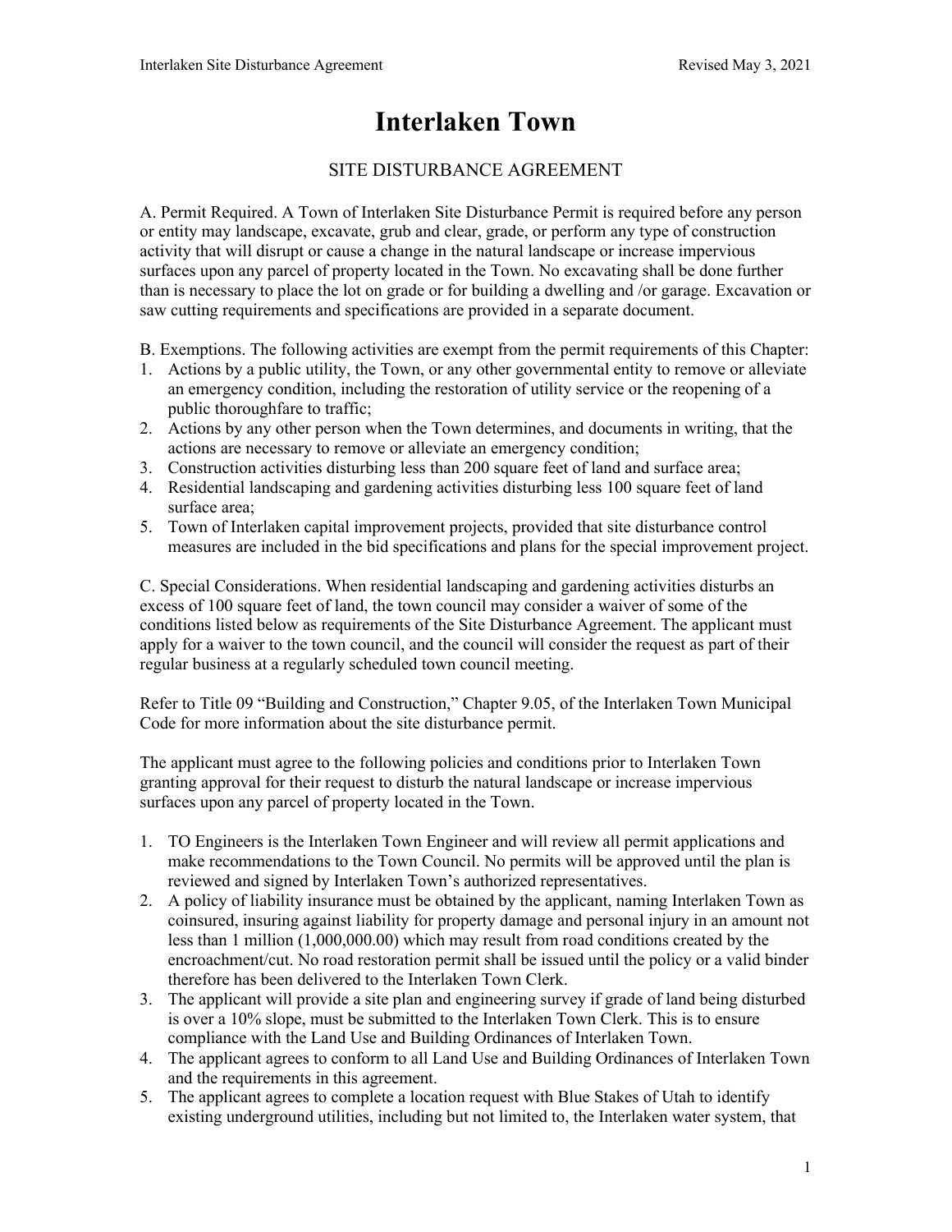# Interlaken Town

## SITE DISTURBANCE AGREEMENT

A. Permit Required. A Town of Interlaken Site Disturbance Permit is required before any person or entity may landscape, excavate, grub and clear, grade, or perform any type of construction activity that will disrupt or cause a change in the natural landscape or increase impervious surfaces upon any parcel of property located in the Town. No excavating shall be done further than is necessary to place the lot on grade or for building a dwelling and /or garage. Excavation or saw cutting requirements and specifications are provided in a separate document.

B. Exemptions. The following activities are exempt from the permit requirements of this Chapter:

1. Actions by a public utility, the Town, or any other governmental entity to remove or alleviate an emergency condition, including the restoration of utility service or the reopening of a public thoroughfare to traffic;
2. Actions by any other person when the Town determines, and documents in writing, that the actions are necessary to remove or alleviate an emergency condition;
3. Construction activities disturbing less than 200 square feet of land and surface area;
4. Residential landscaping and gardening activities disturbing less 100 square feet of land surface area;
5. Town of Interlaken capital improvement projects, provided that site disturbance control measures are included in the bid specifications and plans for the special improvement project.

C. Special Considerations. When residential landscaping and gardening activities disturbs an excess of 100 square feet of land, the town council may consider a waiver of some of the conditions listed below as requirements of the Site Disturbance Agreement. The applicant must apply for a waiver to the town council, and the council will consider the request as part of their regular business at a regularly scheduled town council meeting.

Refer to Title 09 "Building and Construction," Chapter 9.05, of the Interlaken Town Municipal Code for more information about the site disturbance permit.

The applicant must agree to the following policies and conditions prior to Interlaken Town granting approval for their request to disturb the natural landscape or increase impervious surfaces upon any parcel of property located in the Town.

1. TO Engineers is the Interlaken Town Engineer and will review all permit applications and make recommendations to the Town Council. No permits will be approved until the plan is reviewed and signed by Interlaken Town's authorized representatives.
2. A policy of liability insurance must be obtained by the applicant, naming Interlaken Town as coinsured, insuring against liability for property damage and personal injury in an amount not less than 1 million (1,000,000.00) which may result from road conditions created by the encroachment/cut. No road restoration permit shall be issued until the policy or a valid binder therefore has been delivered to the Interlaken Town Clerk.
3. The applicant will provide a site plan and engineering survey if grade of land being disturbed is over a 10% slope, must be submitted to the Interlaken Town Clerk. This is to ensure compliance with the Land Use and Building Ordinances of Interlaken Town.
4. The applicant agrees to conform to all Land Use and Building Ordinances of Interlaken Town and the requirements in this agreement.
5. The applicant agrees to complete a location request with Blue Stakes of Utah to identify existing underground utilities, including but not limited to, the Interlaken water system, that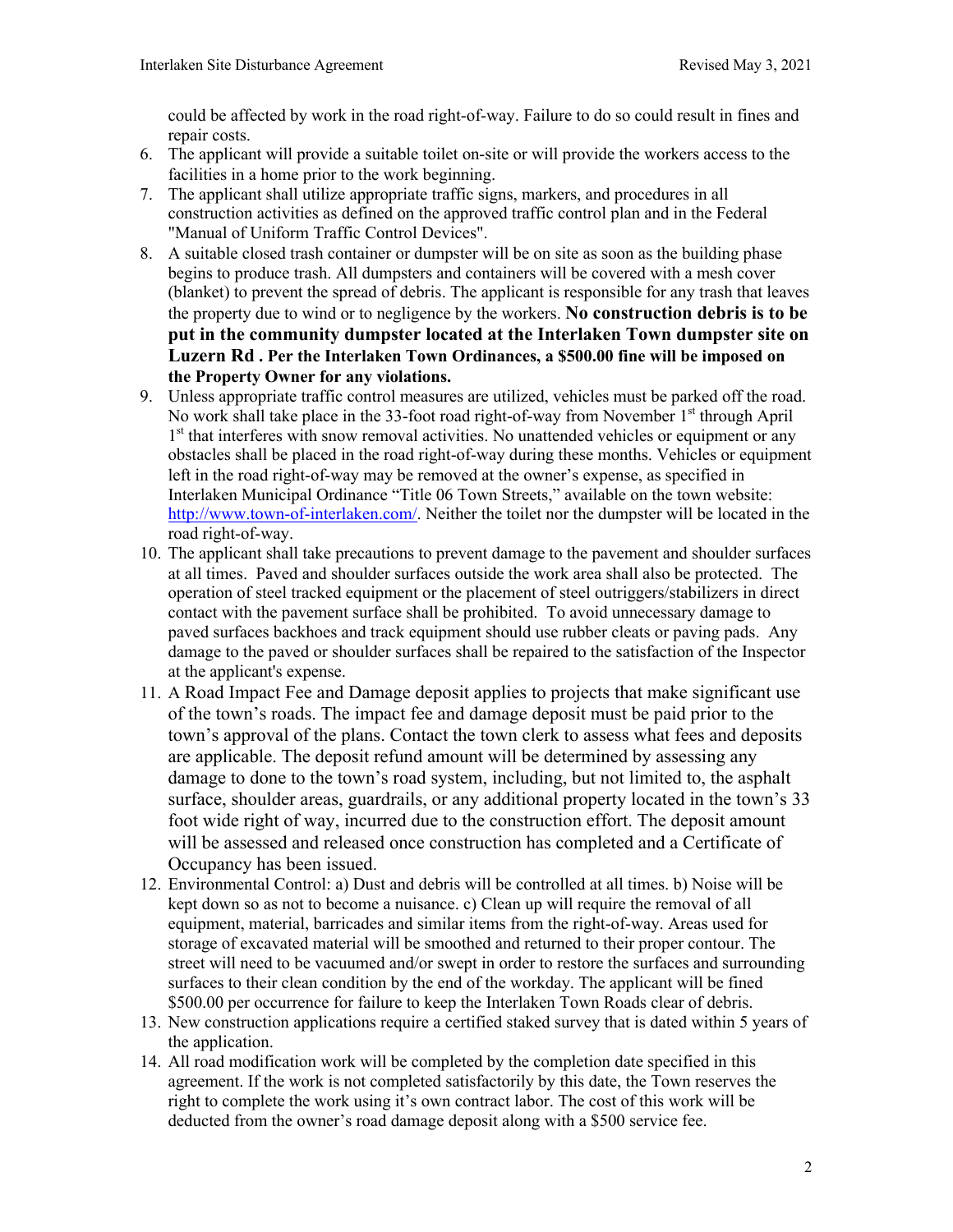could be affected by work in the road right-of-way. Failure to do so could result in fines and repair costs.

6. The applicant will provide a suitable toilet on-site or will provide the workers access to the facilities in a home prior to the work beginning.
7. The applicant shall utilize appropriate traffic signs, markers, and procedures in all construction activities as defined on the approved traffic control plan and in the Federal "Manual of Uniform Traffic Control Devices".
8. A suitable closed trash container or dumpster will be on site as soon as the building phase begins to produce trash. All dumpsters and containers will be covered with a mesh cover (blanket) to prevent the spread of debris. The applicant is responsible for any trash that leaves the property due to wind or to negligence by the workers. **No construction debris is to be put in the community dumpster located at the Interlaken Town dumpster site on Luzern Rd . Per the Interlaken Town Ordinances, a $500.00 fine will be imposed on the Property Owner for any violations.**
9. Unless appropriate traffic control measures are utilized, vehicles must be parked off the road. No work shall take place in the 33-foot road right-of-way from November 1st through April 1st that interferes with snow removal activities. No unattended vehicles or equipment or any obstacles shall be placed in the road right-of-way during these months. Vehicles or equipment left in the road right-of-way may be removed at the owner's expense, as specified in Interlaken Municipal Ordinance "Title 06 Town Streets," available on the town website: http://www.town-of-interlaken.com/. Neither the toilet nor the dumpster will be located in the road right-of-way.
10. The applicant shall take precautions to prevent damage to the pavement and shoulder surfaces at all times. Paved and shoulder surfaces outside the work area shall also be protected. The operation of steel tracked equipment or the placement of steel outriggers/stabilizers in direct contact with the pavement surface shall be prohibited. To avoid unnecessary damage to paved surfaces backhoes and track equipment should use rubber cleats or paving pads. Any damage to the paved or shoulder surfaces shall be repaired to the satisfaction of the Inspector at the applicant's expense.
11. A Road Impact Fee and Damage deposit applies to projects that make significant use of the town's roads. The impact fee and damage deposit must be paid prior to the town's approval of the plans. Contact the town clerk to assess what fees and deposits are applicable. The deposit refund amount will be determined by assessing any damage to done to the town's road system, including, but not limited to, the asphalt surface, shoulder areas, guardrails, or any additional property located in the town's 33 foot wide right of way, incurred due to the construction effort. The deposit amount will be assessed and released once construction has completed and a Certificate of Occupancy has been issued.
12. Environmental Control: a) Dust and debris will be controlled at all times. b) Noise will be kept down so as not to become a nuisance. c) Clean up will require the removal of all equipment, material, barricades and similar items from the right-of-way. Areas used for storage of excavated material will be smoothed and returned to their proper contour. The street will need to be vacuumed and/or swept in order to restore the surfaces and surrounding surfaces to their clean condition by the end of the workday. The applicant will be fined $500.00 per occurrence for failure to keep the Interlaken Town Roads clear of debris.
13. New construction applications require a certified staked survey that is dated within 5 years of the application.
14. All road modification work will be completed by the completion date specified in this agreement. If the work is not completed satisfactorily by this date, the Town reserves the right to complete the work using it's own contract labor. The cost of this work will be deducted from the owner's road damage deposit along with a $500 service fee.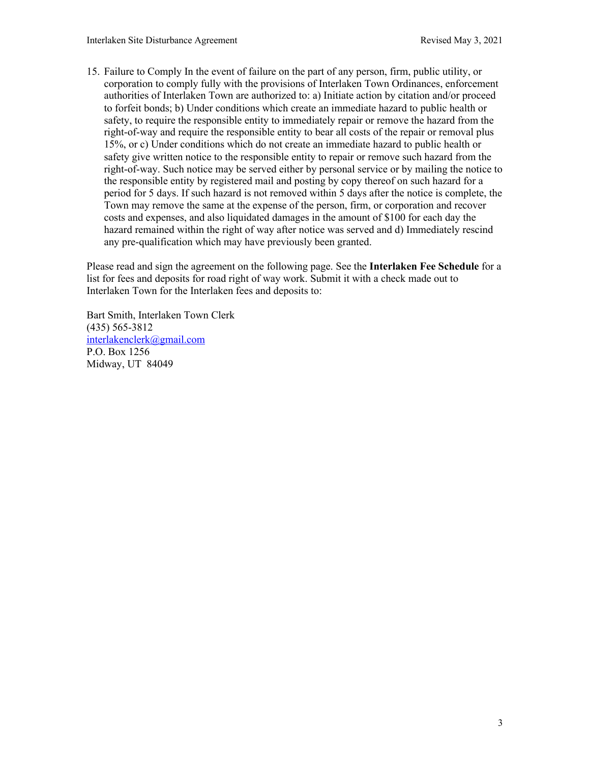15. Failure to Comply In the event of failure on the part of any person, firm, public utility, or corporation to comply fully with the provisions of Interlaken Town Ordinances, enforcement authorities of Interlaken Town are authorized to: a) Initiate action by citation and/or proceed to forfeit bonds; b) Under conditions which create an immediate hazard to public health or safety, to require the responsible entity to immediately repair or remove the hazard from the right-of-way and require the responsible entity to bear all costs of the repair or removal plus 15%, or c) Under conditions which do not create an immediate hazard to public health or safety give written notice to the responsible entity to repair or remove such hazard from the right-of-way. Such notice may be served either by personal service or by mailing the notice to the responsible entity by registered mail and posting by copy thereof on such hazard for a period for 5 days. If such hazard is not removed within 5 days after the notice is complete, the Town may remove the same at the expense of the person, firm, or corporation and recover costs and expenses, and also liquidated damages in the amount of $100 for each day the hazard remained within the right of way after notice was served and d) Immediately rescind any pre-qualification which may have previously been granted.

Please read and sign the agreement on the following page. See the **Interlaken Fee Schedule** for a list for fees and deposits for road right of way work. Submit it with a check made out to Interlaken Town for the Interlaken fees and deposits to:

Bart Smith, Interlaken Town Clerk
(435) 565-3812
interlakenclerk@gmail.com
P.O. Box 1256
Midway, UT 84049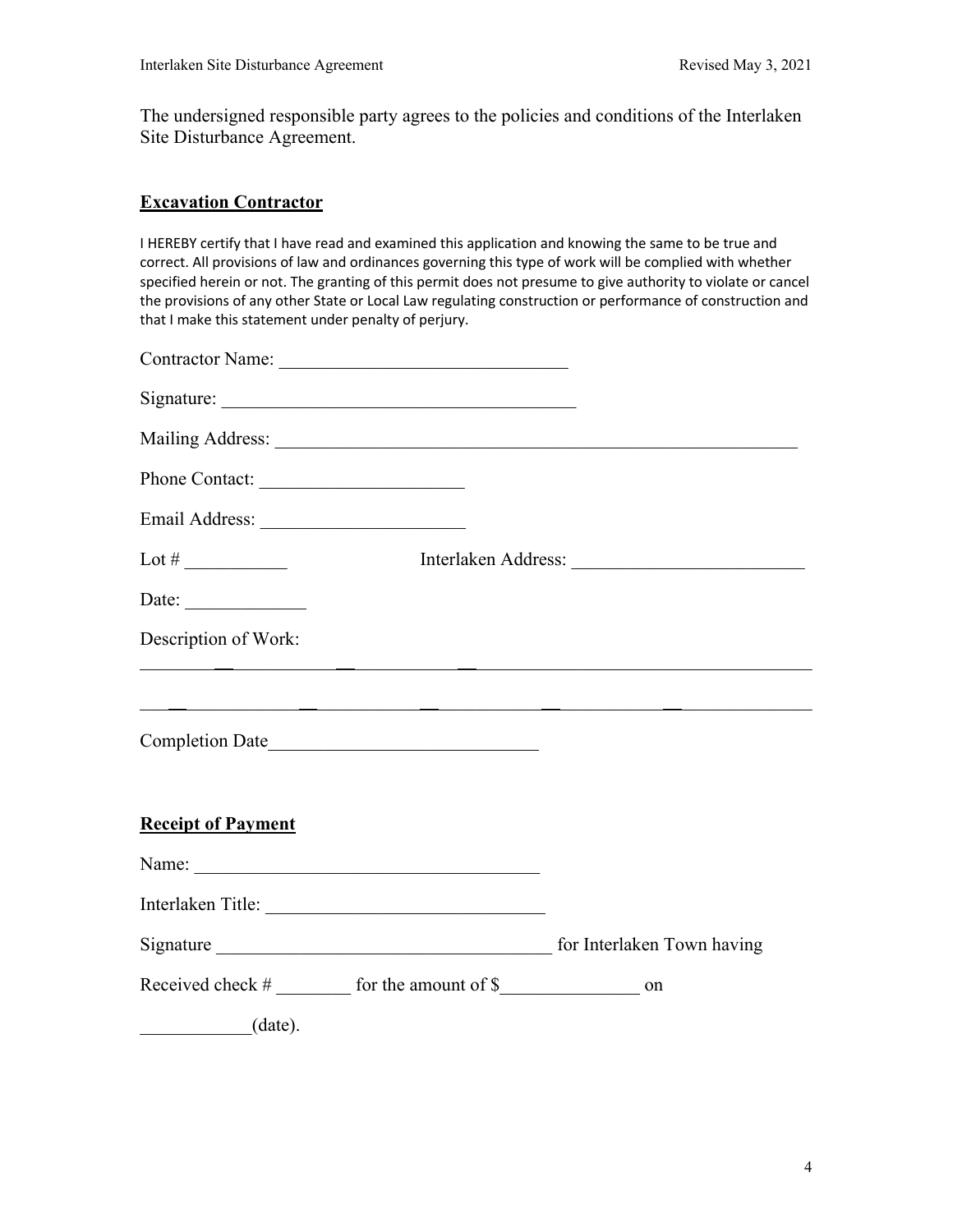The undersigned responsible party agrees to the policies and conditions of the Interlaken Site Disturbance Agreement.

## Excavation Contractor

I HEREBY certify that I have read and examined this application and knowing the same to be true and correct. All provisions of law and ordinances governing this type of work will be complied with whether specified herein or not. The granting of this permit does not presume to give authority to violate or cancel the provisions of any other State or Local Law regulating construction or performance of construction and that I make this statement under penalty of perjury.

Contractor Name: ________________________________

Signature: ________________________________________

Mailing Address: __________________________________________________________

Phone Contact: _______________________

Email Address: _______________________

Lot # ___________ Interlaken Address: __________________________

Date: _____________

Description of Work:

____________________________________________________________________________

____________________________________________________________________________

Completion Date______________________________

## Receipt of Payment

Name: ______________________________________

Interlaken Title: _______________________________

Signature ______________________________________ for Interlaken Town having

Received check # ________ for the amount of $_______________ on

____________(date).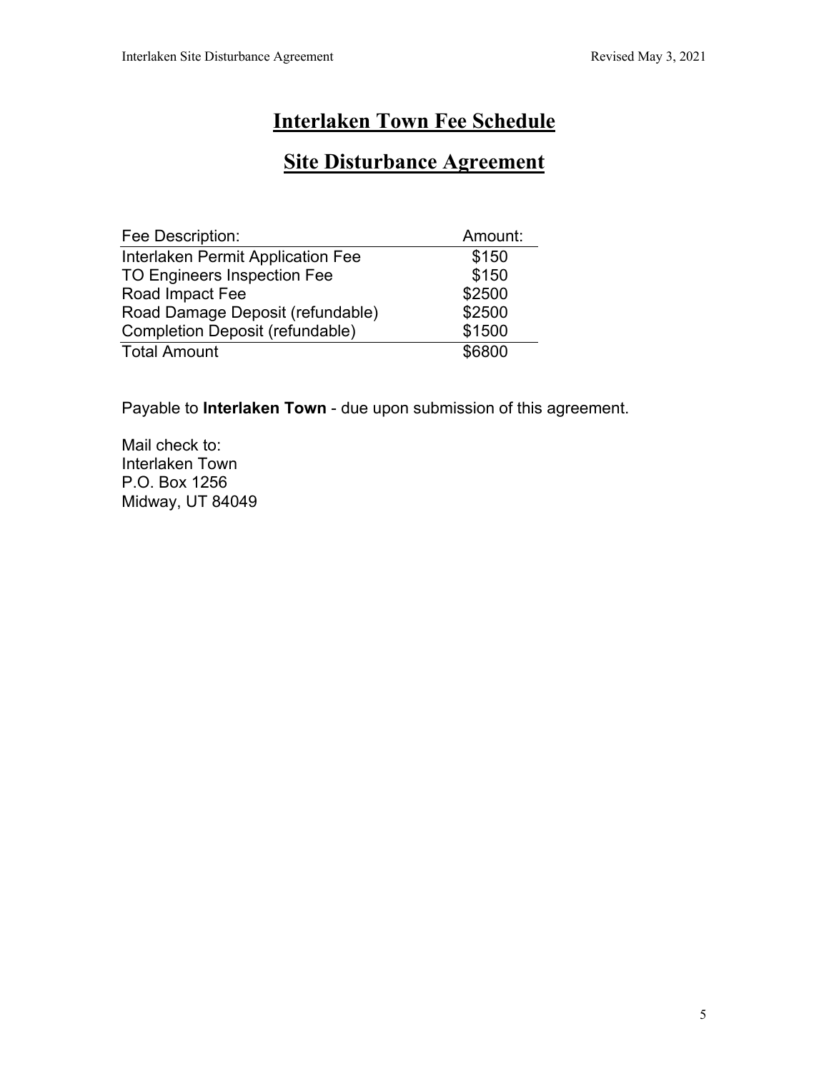# Interlaken Town Fee Schedule

## Site Disturbance Agreement

| Fee Description: | Amount: |
|---|---|
| Interlaken Permit Application Fee | $150 |
| TO Engineers Inspection Fee | $150 |
| Road Impact Fee | $2500 |
| Road Damage Deposit (refundable) | $2500 |
| Completion Deposit (refundable) | $1500 |
| Total Amount | $6800 |

Payable to **Interlaken Town** - due upon submission of this agreement.

Mail check to:
Interlaken Town
P.O. Box 1256
Midway, UT 84049